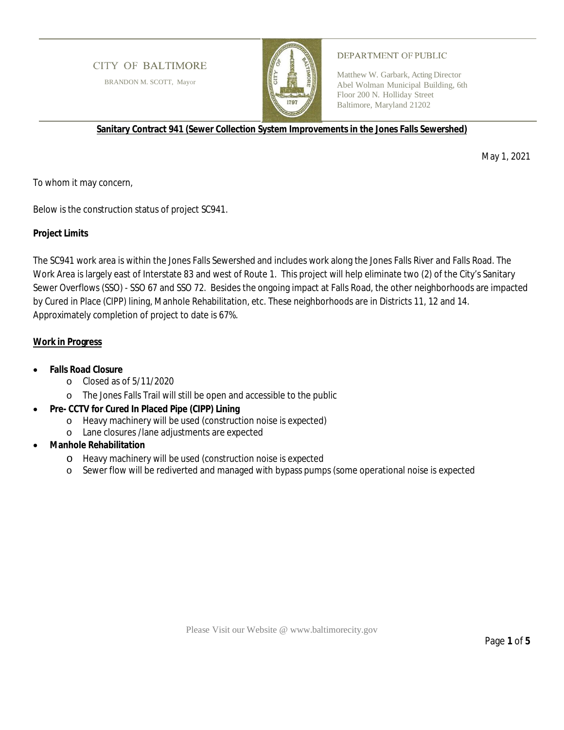CITY OF BALTIMORE

BRANDON M. SCOTT, Mayor

DEPARTMENT OF PUBLIC

Matthew W. Garbark, Acting Director
Abel Wolman Municipal Building, 6th Floor 200 N. Holliday Street
Baltimore, Maryland 21202

**Sanitary Contract 941 (Sewer Collection System Improvements in the Jones Falls Sewershed)**

May 1, 2021

To whom it may concern,

Below is the construction status of project SC941.

**Project Limits**

The SC941 work area is within the Jones Falls Sewershed and includes work along the Jones Falls River and Falls Road. The Work Area is largely east of Interstate 83 and west of Route 1. This project will help eliminate two (2) of the City's Sanitary Sewer Overflows (SSO) - SSO 67 and SSO 72. Besides the ongoing impact at Falls Road, the other neighborhoods are impacted by Cured in Place (CIPP) lining, Manhole Rehabilitation, etc. These neighborhoods are in Districts 11, 12 and 14. Approximately completion of project to date is 67%.

**Work in Progress**

- **Falls Road Closure**
  - Closed as of 5/11/2020
  - The Jones Falls Trail will still be open and accessible to the public
- **Pre- CCTV for Cured In Placed Pipe (CIPP) Lining**
  - Heavy machinery will be used (construction noise is expected)
  - Lane closures /lane adjustments are expected
- **Manhole Rehabilitation**
  - Heavy machinery will be used (construction noise is expected
  - Sewer flow will be rediverted and managed with bypass pumps (some operational noise is expected

Please Visit our Website @ www.baltimorecity.gov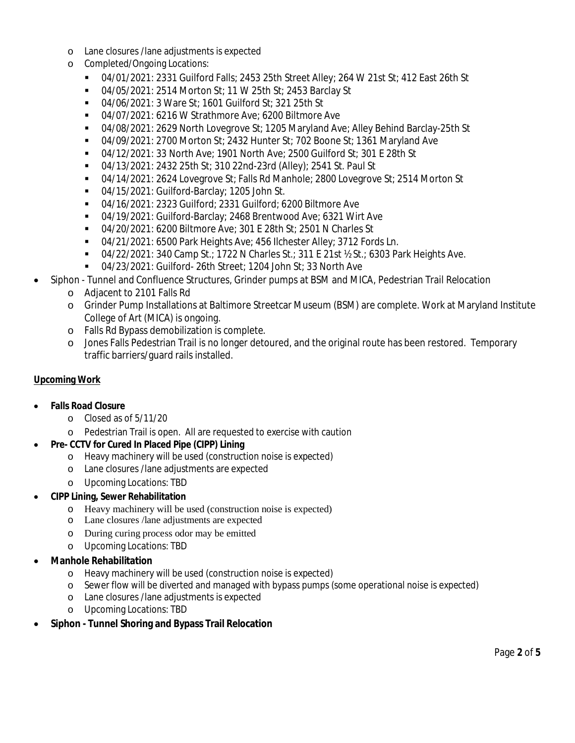- Lane closures /lane adjustments is expected
  - Completed/Ongoing Locations:
    - 04/01/2021: 2331 Guilford Falls; 2453 25th Street Alley; 264 W 21st St; 412 East 26th St
    - 04/05/2021: 2514 Morton St; 11 W 25th St; 2453 Barclay St
    - 04/06/2021: 3 Ware St; 1601 Guilford St; 321 25th St
    - 04/07/2021: 6216 W Strathmore Ave; 6200 Biltmore Ave
    - 04/08/2021: 2629 North Lovegrove St; 1205 Maryland Ave; Alley Behind Barclay-25th St
    - 04/09/2021: 2700 Morton St; 2432 Hunter St; 702 Boone St; 1361 Maryland Ave
    - 04/12/2021: 33 North Ave; 1901 North Ave; 2500 Guilford St; 301 E 28th St
    - 04/13/2021: 2432 25th St; 310 22nd-23rd (Alley); 2541 St. Paul St
    - 04/14/2021: 2624 Lovegrove St; Falls Rd Manhole; 2800 Lovegrove St; 2514 Morton St
    - 04/15/2021: Guilford-Barclay; 1205 John St.
    - 04/16/2021: 2323 Guilford; 2331 Guilford; 6200 Biltmore Ave
    - 04/19/2021: Guilford-Barclay; 2468 Brentwood Ave; 6321 Wirt Ave
    - 04/20/2021: 6200 Biltmore Ave; 301 E 28th St; 2501 N Charles St
    - 04/21/2021: 6500 Park Heights Ave; 456 Ilchester Alley; 3712 Fords Ln.
    - 04/22/2021: 340 Camp St.; 1722 N Charles St.; 311 E 21st ½ St.; 6303 Park Heights Ave.
    - 04/23/2021: Guilford- 26th Street; 1204 John St; 33 North Ave
- Siphon - Tunnel and Confluence Structures, Grinder pumps at BSM and MICA, Pedestrian Trail Relocation
  - Adjacent to 2101 Falls Rd
  - Grinder Pump Installations at Baltimore Streetcar Museum (BSM) are complete. Work at Maryland Institute College of Art (MICA) is ongoing.
  - Falls Rd Bypass demobilization is complete.
  - Jones Falls Pedestrian Trail is no longer detoured, and the original route has been restored. Temporary traffic barriers/guard rails installed.

**<u>Upcoming Work</u>**

- **Falls Road Closure**
  - Closed as of 5/11/20
  - Pedestrian Trail is open. All are requested to exercise with caution
- **Pre- CCTV for Cured In Placed Pipe (CIPP) Lining**
  - Heavy machinery will be used (construction noise is expected)
  - Lane closures /lane adjustments are expected
  - Upcoming Locations: TBD
- **CIPP Lining, Sewer Rehabilitation**
  - Heavy machinery will be used (construction noise is expected)
  - Lane closures /lane adjustments are expected
  - During curing process odor may be emitted
  - Upcoming Locations: TBD
- **Manhole Rehabilitation**
  - Heavy machinery will be used (construction noise is expected)
  - Sewer flow will be diverted and managed with bypass pumps (some operational noise is expected)
  - Lane closures /lane adjustments is expected
  - Upcoming Locations: TBD
- **Siphon - Tunnel Shoring and Bypass Trail Relocation**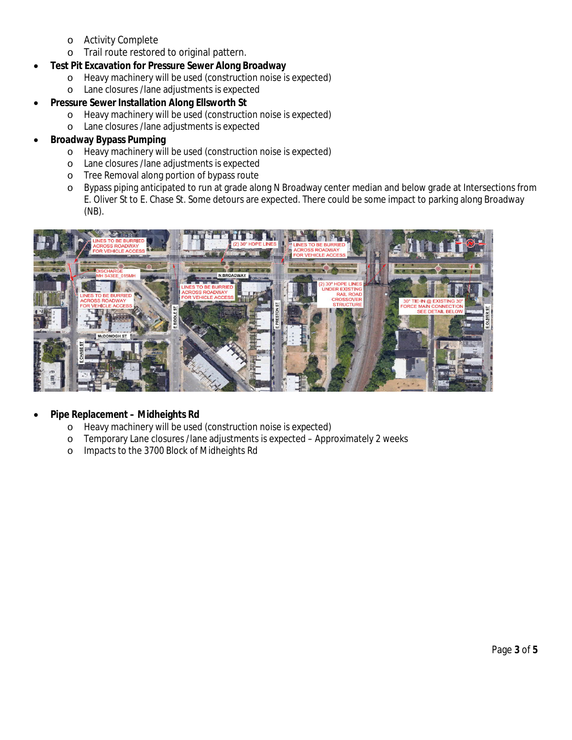- Activity Complete
  - Trail route restored to original pattern.

- **Test Pit Excavation for Pressure Sewer Along Broadway**
  - Heavy machinery will be used (construction noise is expected)
  - Lane closures /lane adjustments is expected
- **Pressure Sewer Installation Along Ellsworth St**
  - Heavy machinery will be used (construction noise is expected)
  - Lane closures /lane adjustments is expected
- **Broadway Bypass Pumping**
  - Heavy machinery will be used (construction noise is expected)
  - Lane closures /lane adjustments is expected
  - Tree Removal along portion of bypass route
  - Bypass piping anticipated to run at grade along N Broadway center median and below grade at Intersections from E. Oliver St to E. Chase St. Some detours are expected. There could be some impact to parking along Broadway (NB).

- **Pipe Replacement – Midheights Rd**
  - Heavy machinery will be used (construction noise is expected)
  - Temporary Lane closures /lane adjustments is expected – Approximately 2 weeks
  - Impacts to the 3700 Block of Midheights Rd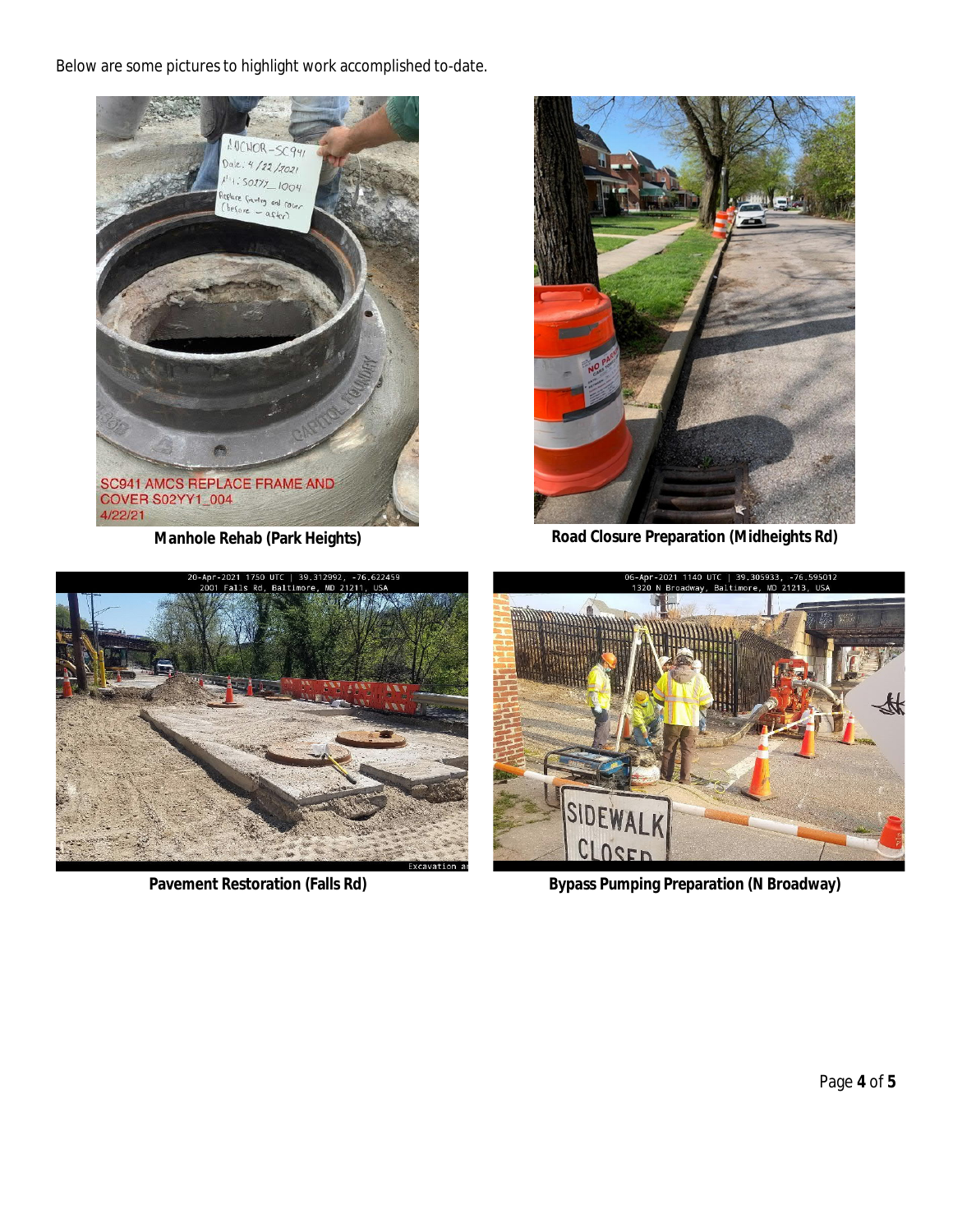Below are some pictures to highlight work accomplished to-date.

**Manhole Rehab (Park Heights)**

**Road Closure Preparation (Midheights Rd)**

**Pavement Restoration (Falls Rd)**

**Bypass Pumping Preparation (N Broadway)**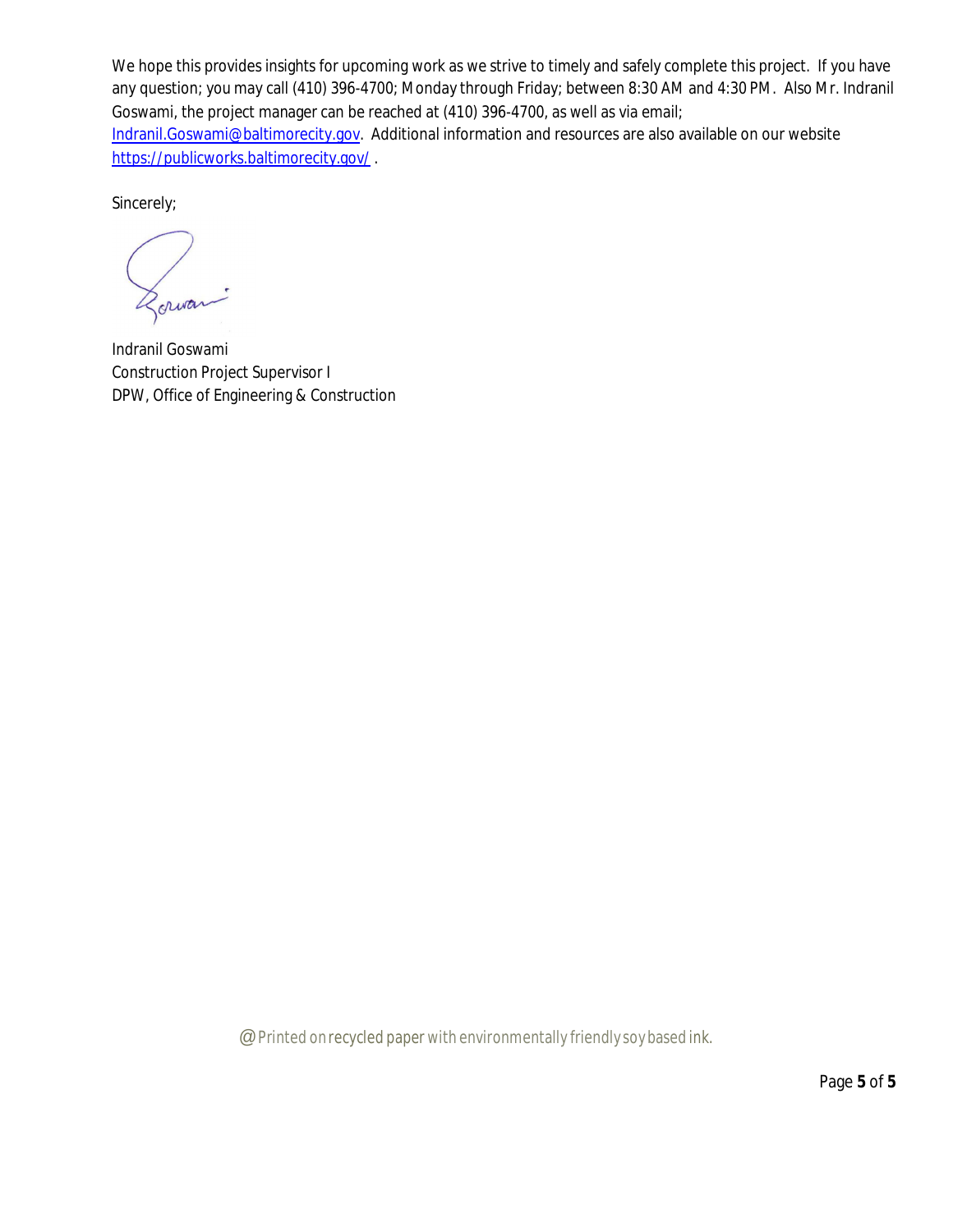We hope this provides insights for upcoming work as we strive to timely and safely complete this project. If you have any question; you may call (410) 396-4700; Monday through Friday; between 8:30 AM and 4:30 PM. Also Mr. Indranil Goswami, the project manager can be reached at (410) 396-4700, as well as via email; [Indranil.Goswami@baltimorecity.gov](mailto:Indranil.Goswami@baltimorecity.gov). Additional information and resources are also available on our website [https://publicworks.baltimorecity.gov/](https://publicworks.baltimorecity.gov/) .

Sincerely;

Indranil Goswami
Construction Project Supervisor I
DPW, Office of Engineering & Construction

@ Printed on recycled paper with environmentally friendly soy based ink.